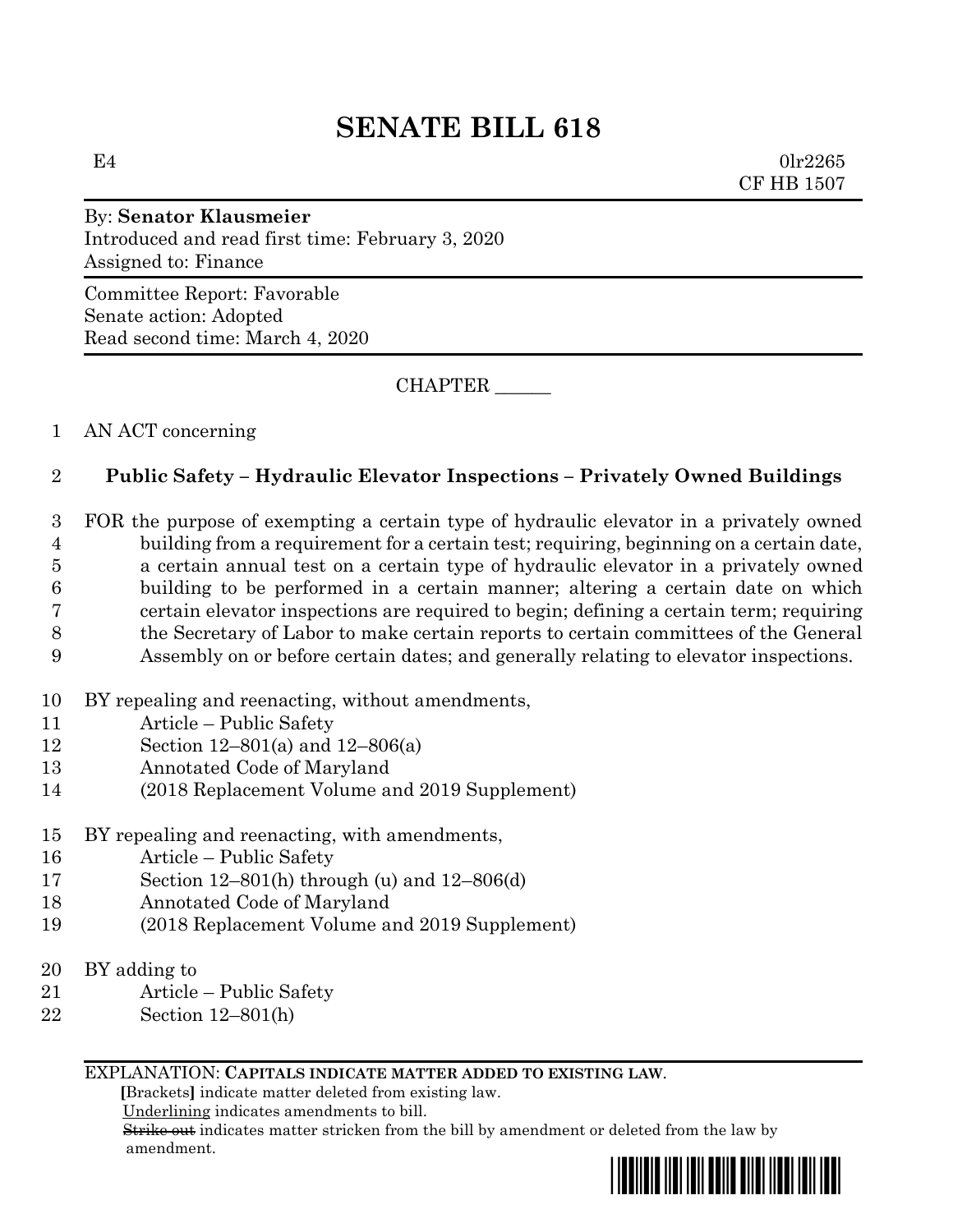# SENATE BILL 618

E4 0lr2265
CF HB 1507

By: **Senator Klausmeier**
Introduced and read first time: February 3, 2020
Assigned to: Finance

Committee Report: Favorable
Senate action: Adopted
Read second time: March 4, 2020

CHAPTER ______

1 AN ACT concerning

2 **Public Safety – Hydraulic Elevator Inspections – Privately Owned Buildings**

3 FOR the purpose of exempting a certain type of hydraulic elevator in a privately owned
4 building from a requirement for a certain test; requiring, beginning on a certain date,
5 a certain annual test on a certain type of hydraulic elevator in a privately owned
6 building to be performed in a certain manner; altering a certain date on which
7 certain elevator inspections are required to begin; defining a certain term; requiring
8 the Secretary of Labor to make certain reports to certain committees of the General
9 Assembly on or before certain dates; and generally relating to elevator inspections.

10 BY repealing and reenacting, without amendments,
11 Article – Public Safety
12 Section 12–801(a) and 12–806(a)
13 Annotated Code of Maryland
14 (2018 Replacement Volume and 2019 Supplement)

15 BY repealing and reenacting, with amendments,
16 Article – Public Safety
17 Section 12–801(h) through (u) and 12–806(d)
18 Annotated Code of Maryland
19 (2018 Replacement Volume and 2019 Supplement)

20 BY adding to
21 Article – Public Safety
22 Section 12–801(h)

EXPLANATION: **CAPITALS INDICATE MATTER ADDED TO EXISTING LAW.**
**[**Brackets**]** indicate matter deleted from existing law.
Underlining indicates amendments to bill.
~~Strike out~~ indicates matter stricken from the bill by amendment or deleted from the law by amendment.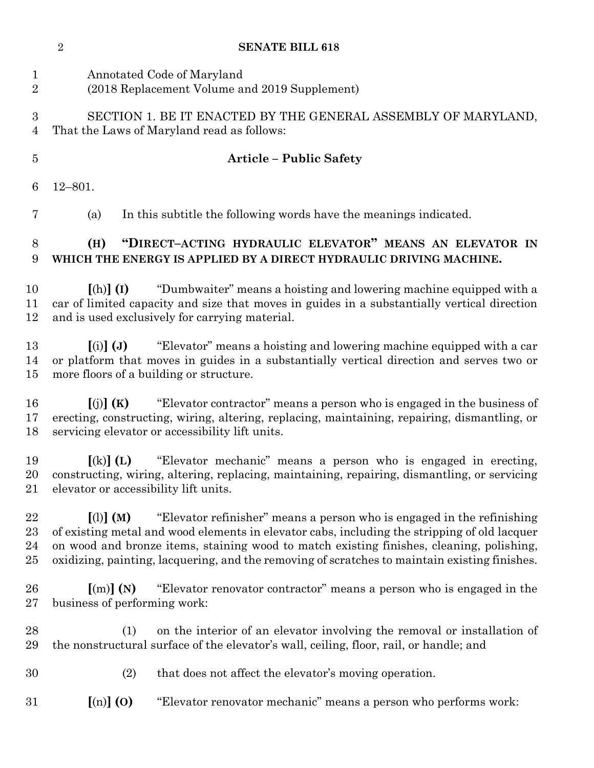Annotated Code of Maryland
(2018 Replacement Volume and 2019 Supplement)

SECTION 1. BE IT ENACTED BY THE GENERAL ASSEMBLY OF MARYLAND, That the Laws of Maryland read as follows:

**Article – Public Safety**

12–801.

(a) In this subtitle the following words have the meanings indicated.

**(H) "DIRECT–ACTING HYDRAULIC ELEVATOR" MEANS AN ELEVATOR IN WHICH THE ENERGY IS APPLIED BY A DIRECT HYDRAULIC DRIVING MACHINE.**

**[**(h)**] (I)** "Dumbwaiter" means a hoisting and lowering machine equipped with a car of limited capacity and size that moves in guides in a substantially vertical direction and is used exclusively for carrying material.

**[**(i)**] (J)** "Elevator" means a hoisting and lowering machine equipped with a car or platform that moves in guides in a substantially vertical direction and serves two or more floors of a building or structure.

**[**(j)**] (K)** "Elevator contractor" means a person who is engaged in the business of erecting, constructing, wiring, altering, replacing, maintaining, repairing, dismantling, or servicing elevator or accessibility lift units.

**[**(k)**] (L)** "Elevator mechanic" means a person who is engaged in erecting, constructing, wiring, altering, replacing, maintaining, repairing, dismantling, or servicing elevator or accessibility lift units.

**[**(l)**] (M)** "Elevator refinisher" means a person who is engaged in the refinishing of existing metal and wood elements in elevator cabs, including the stripping of old lacquer on wood and bronze items, staining wood to match existing finishes, cleaning, polishing, oxidizing, painting, lacquering, and the removing of scratches to maintain existing finishes.

**[**(m)**] (N)** "Elevator renovator contractor" means a person who is engaged in the business of performing work:

(1) on the interior of an elevator involving the removal or installation of the nonstructural surface of the elevator's wall, ceiling, floor, rail, or handle; and

(2) that does not affect the elevator's moving operation.

**[**(n)**] (O)** "Elevator renovator mechanic" means a person who performs work: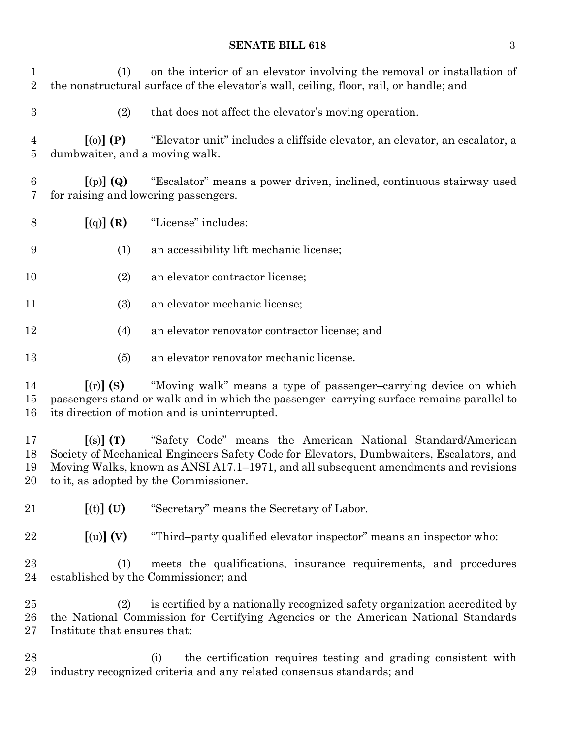(1) on the interior of an elevator involving the removal or installation of the nonstructural surface of the elevator's wall, ceiling, floor, rail, or handle; and

(2) that does not affect the elevator's moving operation.

**[**(o)**]** **(P)** "Elevator unit" includes a cliffside elevator, an elevator, an escalator, a dumbwaiter, and a moving walk.

**[**(p)**]** **(Q)** "Escalator" means a power driven, inclined, continuous stairway used for raising and lowering passengers.

**[**(q)**]** **(R)** "License" includes:

(1) an accessibility lift mechanic license;

(2) an elevator contractor license;

(3) an elevator mechanic license;

(4) an elevator renovator contractor license; and

(5) an elevator renovator mechanic license.

**[**(r)**]** **(S)** "Moving walk" means a type of passenger–carrying device on which passengers stand or walk and in which the passenger–carrying surface remains parallel to its direction of motion and is uninterrupted.

**[**(s)**]** **(T)** "Safety Code" means the American National Standard/American Society of Mechanical Engineers Safety Code for Elevators, Dumbwaiters, Escalators, and Moving Walks, known as ANSI A17.1–1971, and all subsequent amendments and revisions to it, as adopted by the Commissioner.

**[**(t)**]** **(U)** "Secretary" means the Secretary of Labor.

**[**(u)**]** **(V)** "Third–party qualified elevator inspector" means an inspector who:

(1) meets the qualifications, insurance requirements, and procedures established by the Commissioner; and

(2) is certified by a nationally recognized safety organization accredited by the National Commission for Certifying Agencies or the American National Standards Institute that ensures that:

(i) the certification requires testing and grading consistent with industry recognized criteria and any related consensus standards; and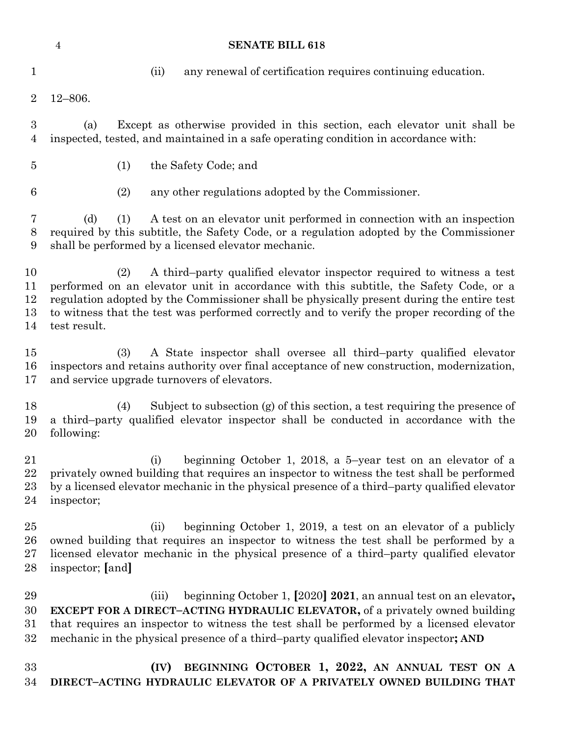(ii) any renewal of certification requires continuing education.

12–806.

(a) Except as otherwise provided in this section, each elevator unit shall be inspected, tested, and maintained in a safe operating condition in accordance with:

(1) the Safety Code; and

(2) any other regulations adopted by the Commissioner.

(d) (1) A test on an elevator unit performed in connection with an inspection required by this subtitle, the Safety Code, or a regulation adopted by the Commissioner shall be performed by a licensed elevator mechanic.

(2) A third–party qualified elevator inspector required to witness a test performed on an elevator unit in accordance with this subtitle, the Safety Code, or a regulation adopted by the Commissioner shall be physically present during the entire test to witness that the test was performed correctly and to verify the proper recording of the test result.

(3) A State inspector shall oversee all third–party qualified elevator inspectors and retains authority over final acceptance of new construction, modernization, and service upgrade turnovers of elevators.

(4) Subject to subsection (g) of this section, a test requiring the presence of a third–party qualified elevator inspector shall be conducted in accordance with the following:

(i) beginning October 1, 2018, a 5–year test on an elevator of a privately owned building that requires an inspector to witness the test shall be performed by a licensed elevator mechanic in the physical presence of a third–party qualified elevator inspector;

(ii) beginning October 1, 2019, a test on an elevator of a publicly owned building that requires an inspector to witness the test shall be performed by a licensed elevator mechanic in the physical presence of a third–party qualified elevator inspector; **[**and**]**

(iii) beginning October 1, **[**2020**]** **2021**, an annual test on an elevator**, EXCEPT FOR A DIRECT–ACTING HYDRAULIC ELEVATOR,** of a privately owned building that requires an inspector to witness the test shall be performed by a licensed elevator mechanic in the physical presence of a third–party qualified elevator inspector**; AND**

**(IV) BEGINNING OCTOBER 1, 2022, AN ANNUAL TEST ON A DIRECT–ACTING HYDRAULIC ELEVATOR OF A PRIVATELY OWNED BUILDING THAT**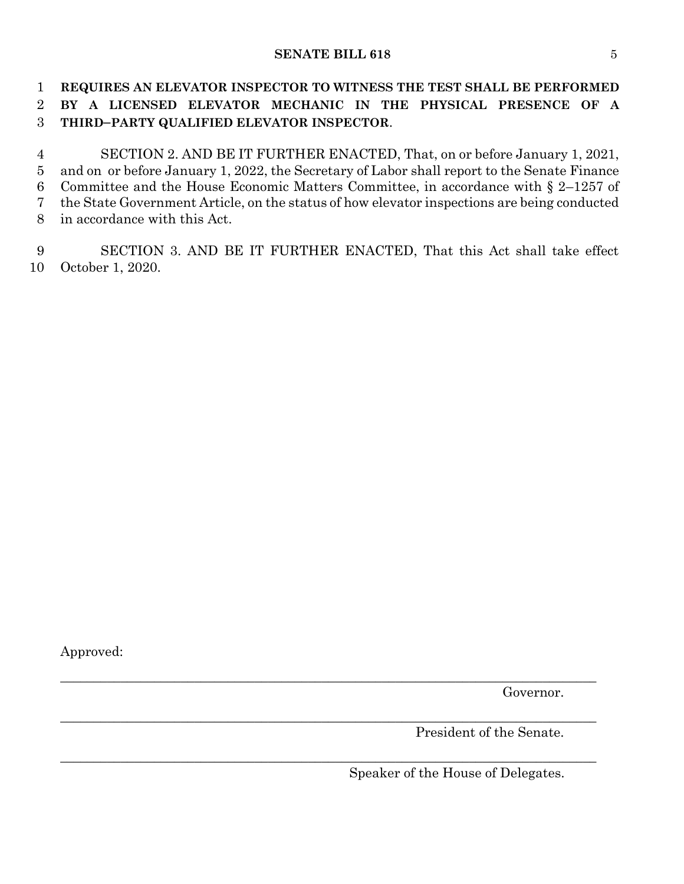**REQUIRES AN ELEVATOR INSPECTOR TO WITNESS THE TEST SHALL BE PERFORMED BY A LICENSED ELEVATOR MECHANIC IN THE PHYSICAL PRESENCE OF A THIRD–PARTY QUALIFIED ELEVATOR INSPECTOR**.

SECTION 2. AND BE IT FURTHER ENACTED, That, on or before January 1, 2021, and on or before January 1, 2022, the Secretary of Labor shall report to the Senate Finance Committee and the House Economic Matters Committee, in accordance with § 2–1257 of the State Government Article, on the status of how elevator inspections are being conducted in accordance with this Act.

SECTION 3. AND BE IT FURTHER ENACTED, That this Act shall take effect October 1, 2020.

Approved:

\_\_\_\_\_\_\_\_\_\_\_\_\_\_\_\_\_\_\_\_\_\_\_\_\_\_\_\_\_\_\_\_\_\_\_\_\_\_\_\_\_\_\_\_\_\_\_\_\_\_\_\_\_\_\_\_\_\_\_\_\_\_\_\_\_\_\_\_\_\_\_\_\_\_\_\_\_\_\_\_\_

Governor.

\_\_\_\_\_\_\_\_\_\_\_\_\_\_\_\_\_\_\_\_\_\_\_\_\_\_\_\_\_\_\_\_\_\_\_\_\_\_\_\_\_\_\_\_\_\_\_\_\_\_\_\_\_\_\_\_\_\_\_\_\_\_\_\_\_\_\_\_\_\_\_\_\_\_\_\_\_\_\_\_\_

President of the Senate.

\_\_\_\_\_\_\_\_\_\_\_\_\_\_\_\_\_\_\_\_\_\_\_\_\_\_\_\_\_\_\_\_\_\_\_\_\_\_\_\_\_\_\_\_\_\_\_\_\_\_\_\_\_\_\_\_\_\_\_\_\_\_\_\_\_\_\_\_\_\_\_\_\_\_\_\_\_\_\_\_\_

Speaker of the House of Delegates.